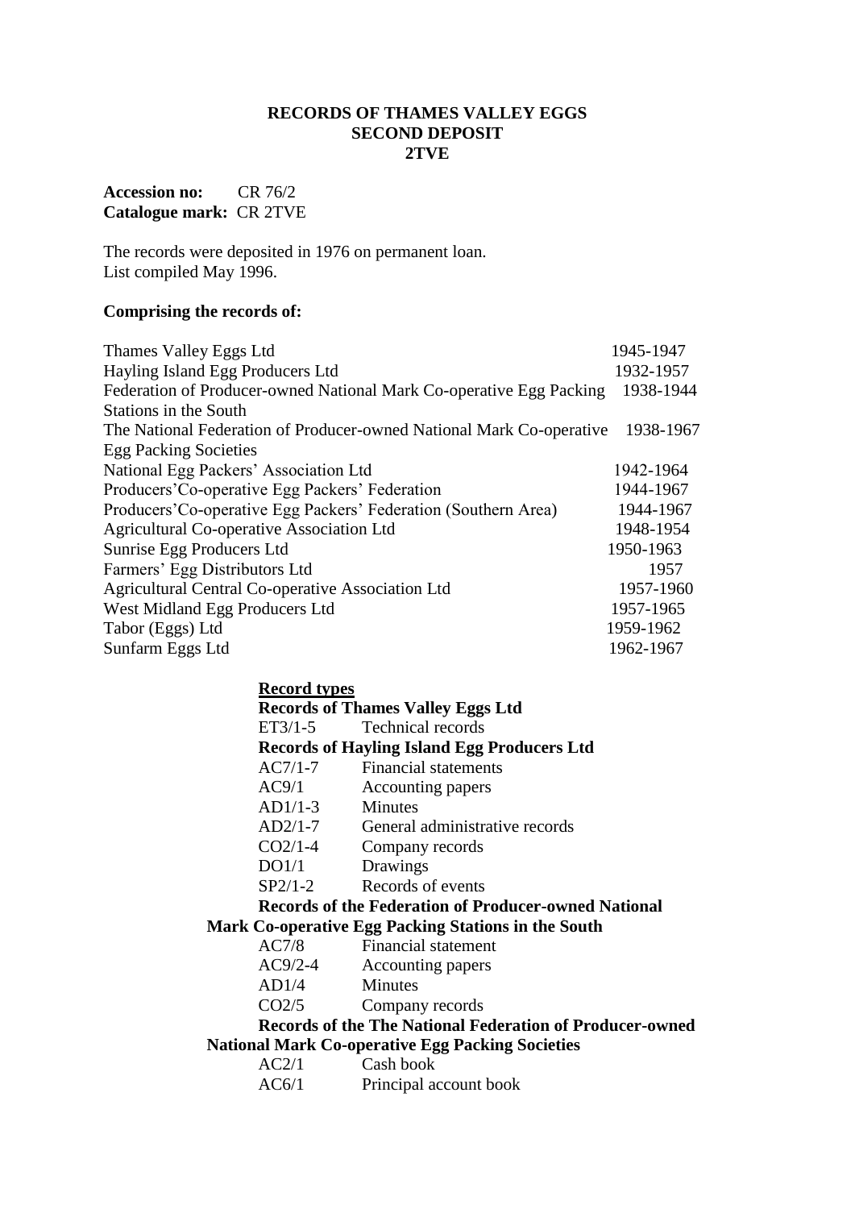# RECORDS OF THAMES VALLEY EGGS
## SECOND DEPOSIT
## 2TVE

**Accession no:** CR 76/2
**Catalogue mark:** CR 2TVE

The records were deposited in 1976 on permanent loan.
List compiled May 1996.

**Comprising the records of:**

| | |
|---|---|
| Thames Valley Eggs Ltd | 1945-1947 |
| Hayling Island Egg Producers Ltd | 1932-1957 |
| Federation of Producer-owned National Mark Co-operative Egg Packing Stations in the South | 1938-1944 |
| The National Federation of Producer-owned National Mark Co-operative Egg Packing Societies | 1938-1967 |
| National Egg Packers' Association Ltd | 1942-1964 |
| Producers'Co-operative Egg Packers' Federation | 1944-1967 |
| Producers'Co-operative Egg Packers' Federation (Southern Area) | 1944-1967 |
| Agricultural Co-operative Association Ltd | 1948-1954 |
| Sunrise Egg Producers Ltd | 1950-1963 |
| Farmers' Egg Distributors Ltd | 1957 |
| Agricultural Central Co-operative Association Ltd | 1957-1960 |
| West Midland Egg Producers Ltd | 1957-1965 |
| Tabor (Eggs) Ltd | 1959-1962 |
| Sunfarm Eggs Ltd | 1962-1967 |

**Record types**

**Records of Thames Valley Eggs Ltd**

| | |
|---|---|
| ET3/1-5 | Technical records |

**Records of Hayling Island Egg Producers Ltd**

| | |
|---|---|
| AC7/1-7 | Financial statements |
| AC9/1 | Accounting papers |
| AD1/1-3 | Minutes |
| AD2/1-7 | General administrative records |
| CO2/1-4 | Company records |
| DO1/1 | Drawings |
| SP2/1-2 | Records of events |

**Records of the Federation of Producer-owned National Mark Co-operative Egg Packing Stations in the South**

| | |
|---|---|
| AC7/8 | Financial statement |
| AC9/2-4 | Accounting papers |
| AD1/4 | Minutes |
| CO2/5 | Company records |

**Records of the The National Federation of Producer-owned National Mark Co-operative Egg Packing Societies**

| | |
|---|---|
| AC2/1 | Cash book |
| AC6/1 | Principal account book |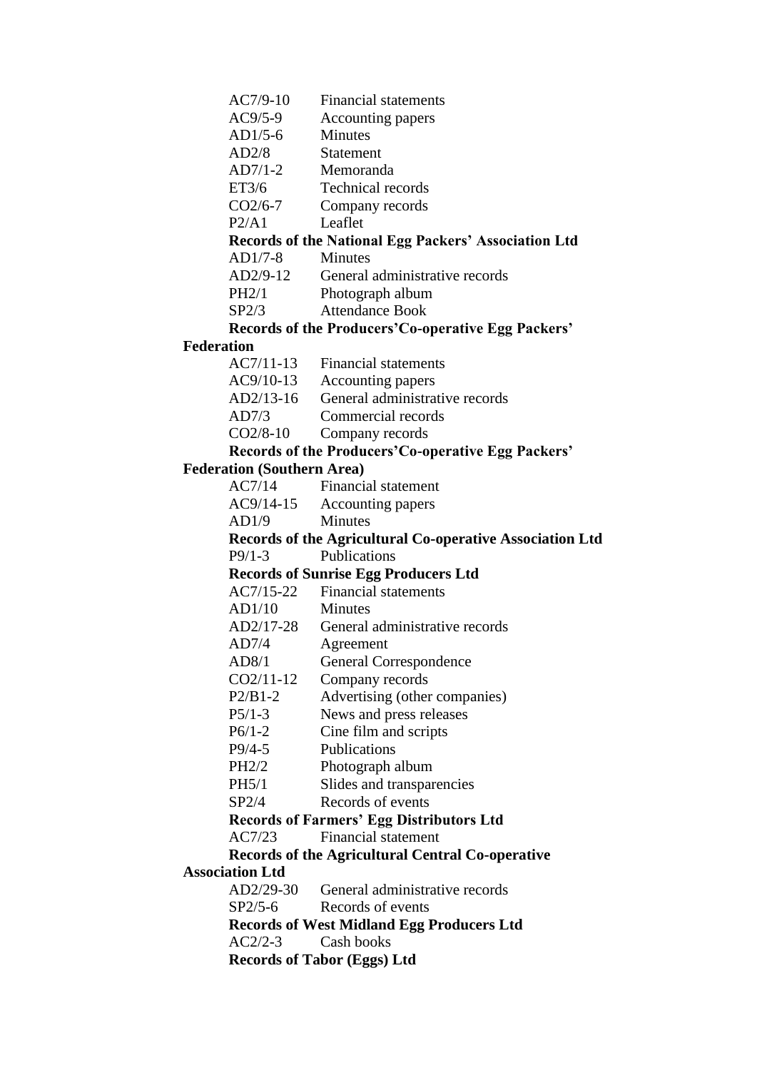AC7/9-10 Financial statements
AC9/5-9 Accounting papers
AD1/5-6 Minutes
AD2/8 Statement
AD7/1-2 Memoranda
ET3/6 Technical records
CO2/6-7 Company records
P2/A1 Leaflet

**Records of the National Egg Packers' Association Ltd**

AD1/7-8 Minutes
AD2/9-12 General administrative records
PH2/1 Photograph album
SP2/3 Attendance Book

**Records of the Producers'Co-operative Egg Packers' Federation**

AC7/11-13 Financial statements
AC9/10-13 Accounting papers
AD2/13-16 General administrative records
AD7/3 Commercial records
CO2/8-10 Company records

**Records of the Producers'Co-operative Egg Packers' Federation (Southern Area)**

AC7/14 Financial statement
AC9/14-15 Accounting papers
AD1/9 Minutes

**Records of the Agricultural Co-operative Association Ltd**

P9/1-3 Publications

**Records of Sunrise Egg Producers Ltd**

AC7/15-22 Financial statements
AD1/10 Minutes
AD2/17-28 General administrative records
AD7/4 Agreement
AD8/1 General Correspondence
CO2/11-12 Company records
P2/B1-2 Advertising (other companies)
P5/1-3 News and press releases
P6/1-2 Cine film and scripts
P9/4-5 Publications
PH2/2 Photograph album
PH5/1 Slides and transparencies
SP2/4 Records of events

**Records of Farmers' Egg Distributors Ltd**

AC7/23 Financial statement

**Records of the Agricultural Central Co-operative Association Ltd**

AD2/29-30 General administrative records
SP2/5-6 Records of events

**Records of West Midland Egg Producers Ltd**

AC2/2-3 Cash books

**Records of Tabor (Eggs) Ltd**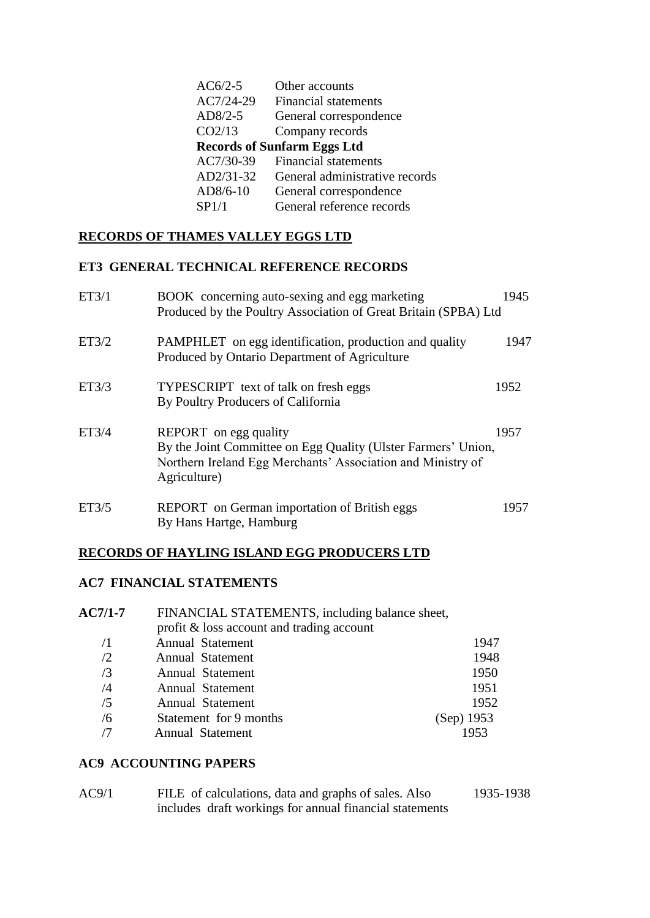| | |
|---|---|
| AC6/2-5 | Other accounts |
| AC7/24-29 | Financial statements |
| AD8/2-5 | General correspondence |
| CO2/13 | Company records |
| **Records of Sunfarm Eggs Ltd** | |
| AC7/30-39 | Financial statements |
| AD2/31-32 | General administrative records |
| AD8/6-10 | General correspondence |
| SP1/1 | General reference records |

## RECORDS OF THAMES VALLEY EGGS LTD

### ET3 GENERAL TECHNICAL REFERENCE RECORDS

| | | |
|---|---|---|
| ET3/1 | BOOK concerning auto-sexing and egg marketing<br>Produced by the Poultry Association of Great Britain (SPBA) Ltd | 1945 |
| ET3/2 | PAMPHLET on egg identification, production and quality<br>Produced by Ontario Department of Agriculture | 1947 |
| ET3/3 | TYPESCRIPT text of talk on fresh eggs<br>By Poultry Producers of California | 1952 |
| ET3/4 | REPORT on egg quality<br>By the Joint Committee on Egg Quality (Ulster Farmers' Union, Northern Ireland Egg Merchants' Association and Ministry of Agriculture) | 1957 |
| ET3/5 | REPORT on German importation of British eggs<br>By Hans Hartge, Hamburg | 1957 |

## RECORDS OF HAYLING ISLAND EGG PRODUCERS LTD

### AC7 FINANCIAL STATEMENTS

| | | |
|---|---|---|
| **AC7/1-7** | FINANCIAL STATEMENTS, including balance sheet, profit & loss account and trading account | |
| /1 | Annual Statement | 1947 |
| /2 | Annual Statement | 1948 |
| /3 | Annual Statement | 1950 |
| /4 | Annual Statement | 1951 |
| /5 | Annual Statement | 1952 |
| /6 | Statement for 9 months | (Sep) 1953 |
| /7 | Annual Statement | 1953 |

### AC9 ACCOUNTING PAPERS

| | | |
|---|---|---|
| AC9/1 | FILE of calculations, data and graphs of sales. Also includes draft workings for annual financial statements | 1935-1938 |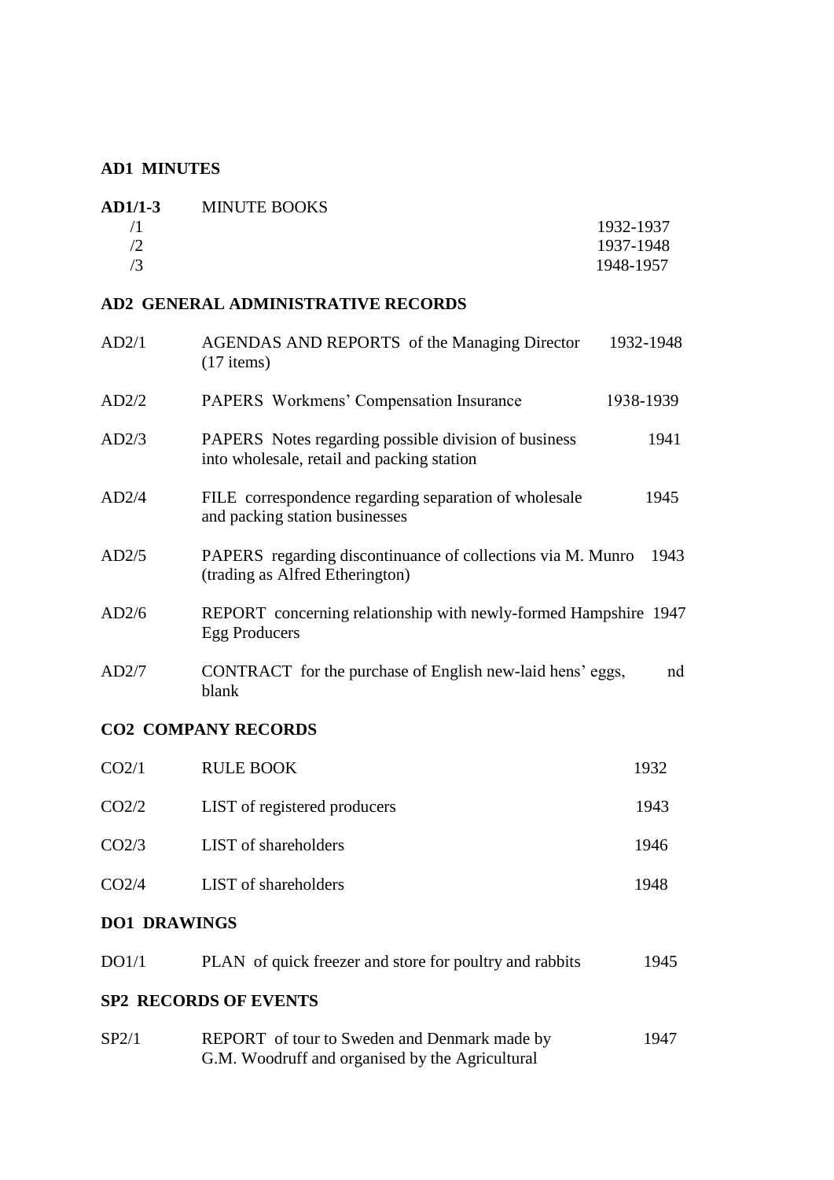## AD1 MINUTES

| | | |
|---|---|---|
| **AD1/1-3** | MINUTE BOOKS | |
| /1 | | 1932-1937 |
| /2 | | 1937-1948 |
| /3 | | 1948-1957 |

## AD2 GENERAL ADMINISTRATIVE RECORDS

| | | |
|---|---|---|
| AD2/1 | AGENDAS AND REPORTS of the Managing Director (17 items) | 1932-1948 |
| AD2/2 | PAPERS Workmens' Compensation Insurance | 1938-1939 |
| AD2/3 | PAPERS Notes regarding possible division of business into wholesale, retail and packing station | 1941 |
| AD2/4 | FILE correspondence regarding separation of wholesale and packing station businesses | 1945 |
| AD2/5 | PAPERS regarding discontinuance of collections via M. Munro (trading as Alfred Etherington) | 1943 |
| AD2/6 | REPORT concerning relationship with newly-formed Hampshire Egg Producers | 1947 |
| AD2/7 | CONTRACT for the purchase of English new-laid hens' eggs, blank | nd |

## CO2 COMPANY RECORDS

| | | |
|---|---|---|
| CO2/1 | RULE BOOK | 1932 |
| CO2/2 | LIST of registered producers | 1943 |
| CO2/3 | LIST of shareholders | 1946 |
| CO2/4 | LIST of shareholders | 1948 |

## DO1 DRAWINGS

| | | |
|---|---|---|
| DO1/1 | PLAN of quick freezer and store for poultry and rabbits | 1945 |

## SP2 RECORDS OF EVENTS

| | | |
|---|---|---|
| SP2/1 | REPORT of tour to Sweden and Denmark made by G.M. Woodruff and organised by the Agricultural | 1947 |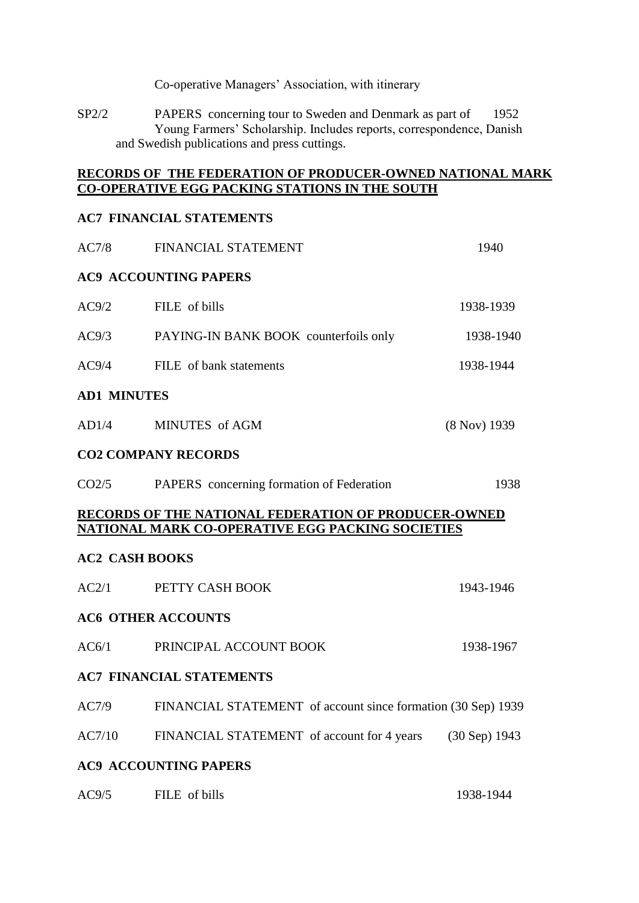Co-operative Managers' Association, with itinerary

| | | |
|---|---|---|
| SP2/2 | PAPERS concerning tour to Sweden and Denmark as part of Young Farmers' Scholarship. Includes reports, correspondence, Danish and Swedish publications and press cuttings. | 1952 |

## **RECORDS OF THE FEDERATION OF PRODUCER-OWNED NATIONAL MARK CO-OPERATIVE EGG PACKING STATIONS IN THE SOUTH**

### **AC7 FINANCIAL STATEMENTS**

| | | |
|---|---|---|
| AC7/8 | FINANCIAL STATEMENT | 1940 |

### **AC9 ACCOUNTING PAPERS**

| | | |
|---|---|---|
| AC9/2 | FILE of bills | 1938-1939 |
| AC9/3 | PAYING-IN BANK BOOK counterfoils only | 1938-1940 |
| AC9/4 | FILE of bank statements | 1938-1944 |

### **AD1 MINUTES**

| | | |
|---|---|---|
| AD1/4 | MINUTES of AGM | (8 Nov) 1939 |

### **CO2 COMPANY RECORDS**

| | | |
|---|---|---|
| CO2/5 | PAPERS concerning formation of Federation | 1938 |

## **RECORDS OF THE NATIONAL FEDERATION OF PRODUCER-OWNED NATIONAL MARK CO-OPERATIVE EGG PACKING SOCIETIES**

### **AC2 CASH BOOKS**

| | | |
|---|---|---|
| AC2/1 | PETTY CASH BOOK | 1943-1946 |

### **AC6 OTHER ACCOUNTS**

| | | |
|---|---|---|
| AC6/1 | PRINCIPAL ACCOUNT BOOK | 1938-1967 |

### **AC7 FINANCIAL STATEMENTS**

| | | |
|---|---|---|
| AC7/9 | FINANCIAL STATEMENT of account since formation | (30 Sep) 1939 |
| AC7/10 | FINANCIAL STATEMENT of account for 4 years | (30 Sep) 1943 |

### **AC9 ACCOUNTING PAPERS**

| | | |
|---|---|---|
| AC9/5 | FILE of bills | 1938-1944 |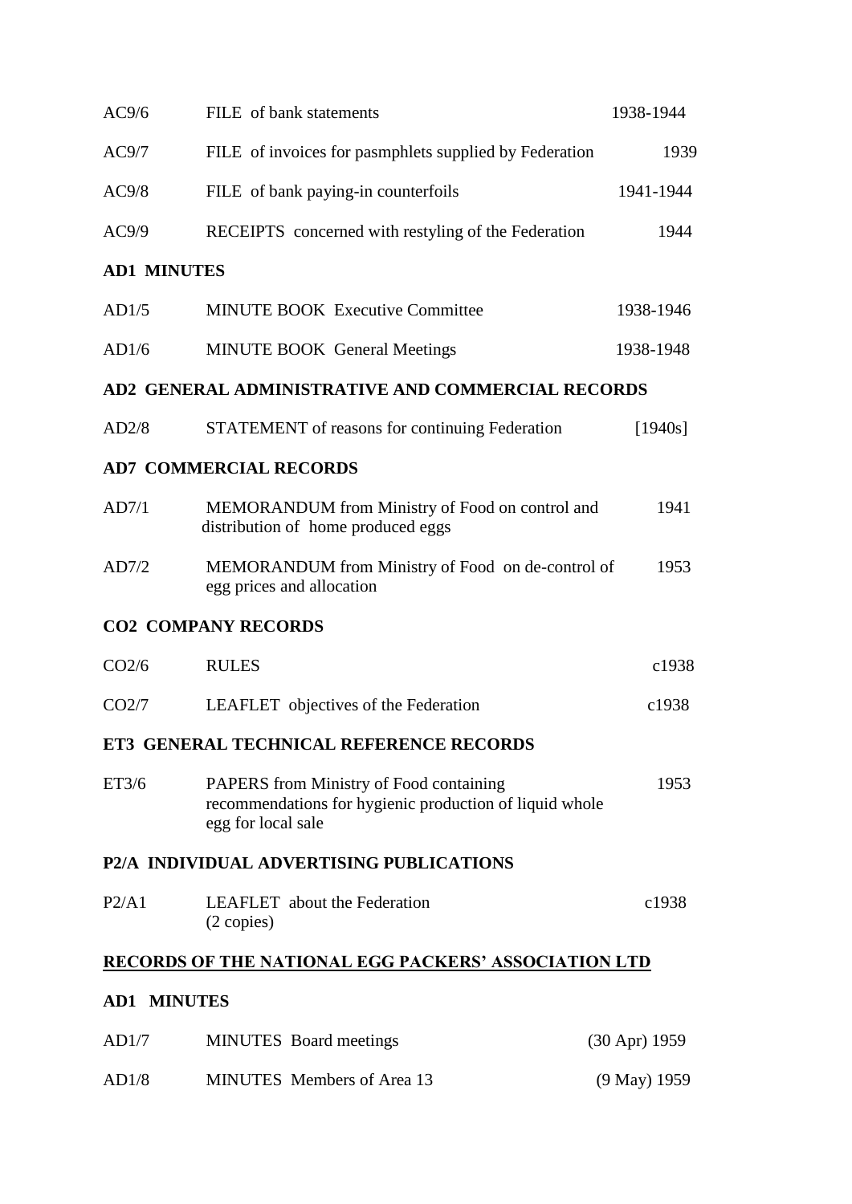| | | |
|---|---|---|
| AC9/6 | FILE of bank statements | 1938-1944 |
| AC9/7 | FILE of invoices for pasmphlets supplied by Federation | 1939 |
| AC9/8 | FILE of bank paying-in counterfoils | 1941-1944 |
| AC9/9 | RECEIPTS concerned with restyling of the Federation | 1944 |

**AD1 MINUTES**

| | | |
|---|---|---|
| AD1/5 | MINUTE BOOK Executive Committee | 1938-1946 |
| AD1/6 | MINUTE BOOK General Meetings | 1938-1948 |

**AD2 GENERAL ADMINISTRATIVE AND COMMERCIAL RECORDS**

| | | |
|---|---|---|
| AD2/8 | STATEMENT of reasons for continuing Federation | [1940s] |

**AD7 COMMERCIAL RECORDS**

| | | |
|---|---|---|
| AD7/1 | MEMORANDUM from Ministry of Food on control and distribution of home produced eggs | 1941 |
| AD7/2 | MEMORANDUM from Ministry of Food on de-control of egg prices and allocation | 1953 |

**CO2 COMPANY RECORDS**

| | | |
|---|---|---|
| CO2/6 | RULES | c1938 |
| CO2/7 | LEAFLET objectives of the Federation | c1938 |

**ET3 GENERAL TECHNICAL REFERENCE RECORDS**

| | | |
|---|---|---|
| ET3/6 | PAPERS from Ministry of Food containing recommendations for hygienic production of liquid whole egg for local sale | 1953 |

**P2/A INDIVIDUAL ADVERTISING PUBLICATIONS**

| | | |
|---|---|---|
| P2/A1 | LEAFLET about the Federation (2 copies) | c1938 |

**RECORDS OF THE NATIONAL EGG PACKERS' ASSOCIATION LTD**

**AD1 MINUTES**

| | | |
|---|---|---|
| AD1/7 | MINUTES Board meetings | (30 Apr) 1959 |
| AD1/8 | MINUTES Members of Area 13 | (9 May) 1959 |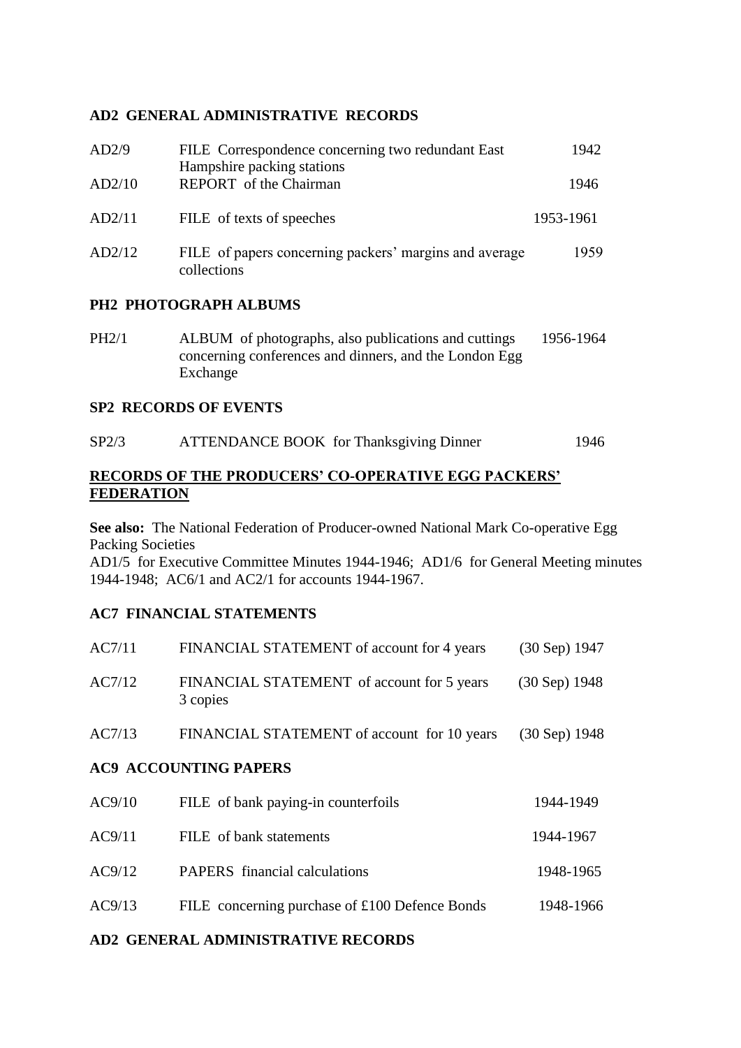## AD2 GENERAL ADMINISTRATIVE RECORDS

| | | |
|---|---|---|
| AD2/9 | FILE Correspondence concerning two redundant East Hampshire packing stations | 1942 |
| AD2/10 | REPORT of the Chairman | 1946 |
| AD2/11 | FILE of texts of speeches | 1953-1961 |
| AD2/12 | FILE of papers concerning packers' margins and average collections | 1959 |

## PH2 PHOTOGRAPH ALBUMS

| | | |
|---|---|---|
| PH2/1 | ALBUM of photographs, also publications and cuttings concerning conferences and dinners, and the London Egg Exchange | 1956-1964 |

## SP2 RECORDS OF EVENTS

| | | |
|---|---|---|
| SP2/3 | ATTENDANCE BOOK for Thanksgiving Dinner | 1946 |

# RECORDS OF THE PRODUCERS' CO-OPERATIVE EGG PACKERS' FEDERATION

**See also:** The National Federation of Producer-owned National Mark Co-operative Egg Packing Societies
AD1/5 for Executive Committee Minutes 1944-1946; AD1/6 for General Meeting minutes 1944-1948; AC6/1 and AC2/1 for accounts 1944-1967.

## AC7 FINANCIAL STATEMENTS

| | | |
|---|---|---|
| AC7/11 | FINANCIAL STATEMENT of account for 4 years | (30 Sep) 1947 |
| AC7/12 | FINANCIAL STATEMENT of account for 5 years 3 copies | (30 Sep) 1948 |
| AC7/13 | FINANCIAL STATEMENT of account for 10 years | (30 Sep) 1948 |

## AC9 ACCOUNTING PAPERS

| | | |
|---|---|---|
| AC9/10 | FILE of bank paying-in counterfoils | 1944-1949 |
| AC9/11 | FILE of bank statements | 1944-1967 |
| AC9/12 | PAPERS financial calculations | 1948-1965 |
| AC9/13 | FILE concerning purchase of £100 Defence Bonds | 1948-1966 |

## AD2 GENERAL ADMINISTRATIVE RECORDS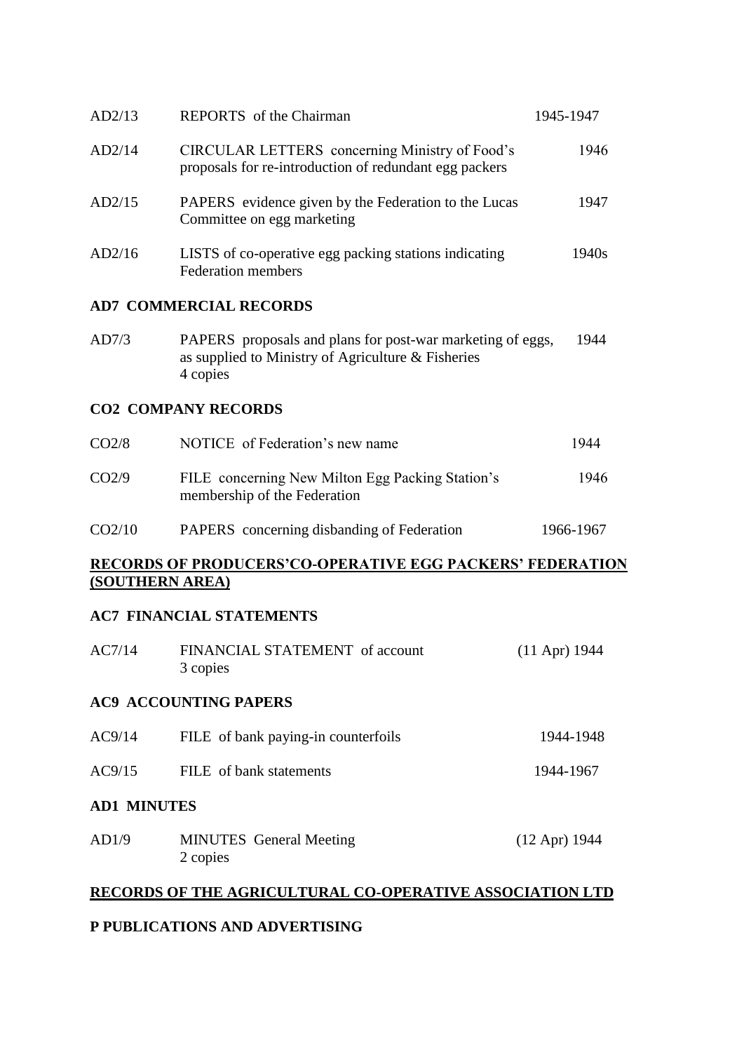| | | |
|---|---|---|
| AD2/13 | REPORTS of the Chairman | 1945-1947 |
| AD2/14 | CIRCULAR LETTERS concerning Ministry of Food's proposals for re-introduction of redundant egg packers | 1946 |
| AD2/15 | PAPERS evidence given by the Federation to the Lucas Committee on egg marketing | 1947 |
| AD2/16 | LISTS of co-operative egg packing stations indicating Federation members | 1940s |

### AD7 COMMERCIAL RECORDS

| | | |
|---|---|---|
| AD7/3 | PAPERS proposals and plans for post-war marketing of eggs, as supplied to Ministry of Agriculture & Fisheries<br>4 copies | 1944 |

### CO2 COMPANY RECORDS

| | | |
|---|---|---|
| CO2/8 | NOTICE of Federation's new name | 1944 |
| CO2/9 | FILE concerning New Milton Egg Packing Station's membership of the Federation | 1946 |
| CO2/10 | PAPERS concerning disbanding of Federation | 1966-1967 |

## RECORDS OF PRODUCERS'CO-OPERATIVE EGG PACKERS' FEDERATION (SOUTHERN AREA)

### AC7 FINANCIAL STATEMENTS

| | | |
|---|---|---|
| AC7/14 | FINANCIAL STATEMENT of account<br>3 copies | (11 Apr) 1944 |

### AC9 ACCOUNTING PAPERS

| | | |
|---|---|---|
| AC9/14 | FILE of bank paying-in counterfoils | 1944-1948 |
| AC9/15 | FILE of bank statements | 1944-1967 |

### AD1 MINUTES

| | | |
|---|---|---|
| AD1/9 | MINUTES General Meeting<br>2 copies | (12 Apr) 1944 |

## RECORDS OF THE AGRICULTURAL CO-OPERATIVE ASSOCIATION LTD

### P PUBLICATIONS AND ADVERTISING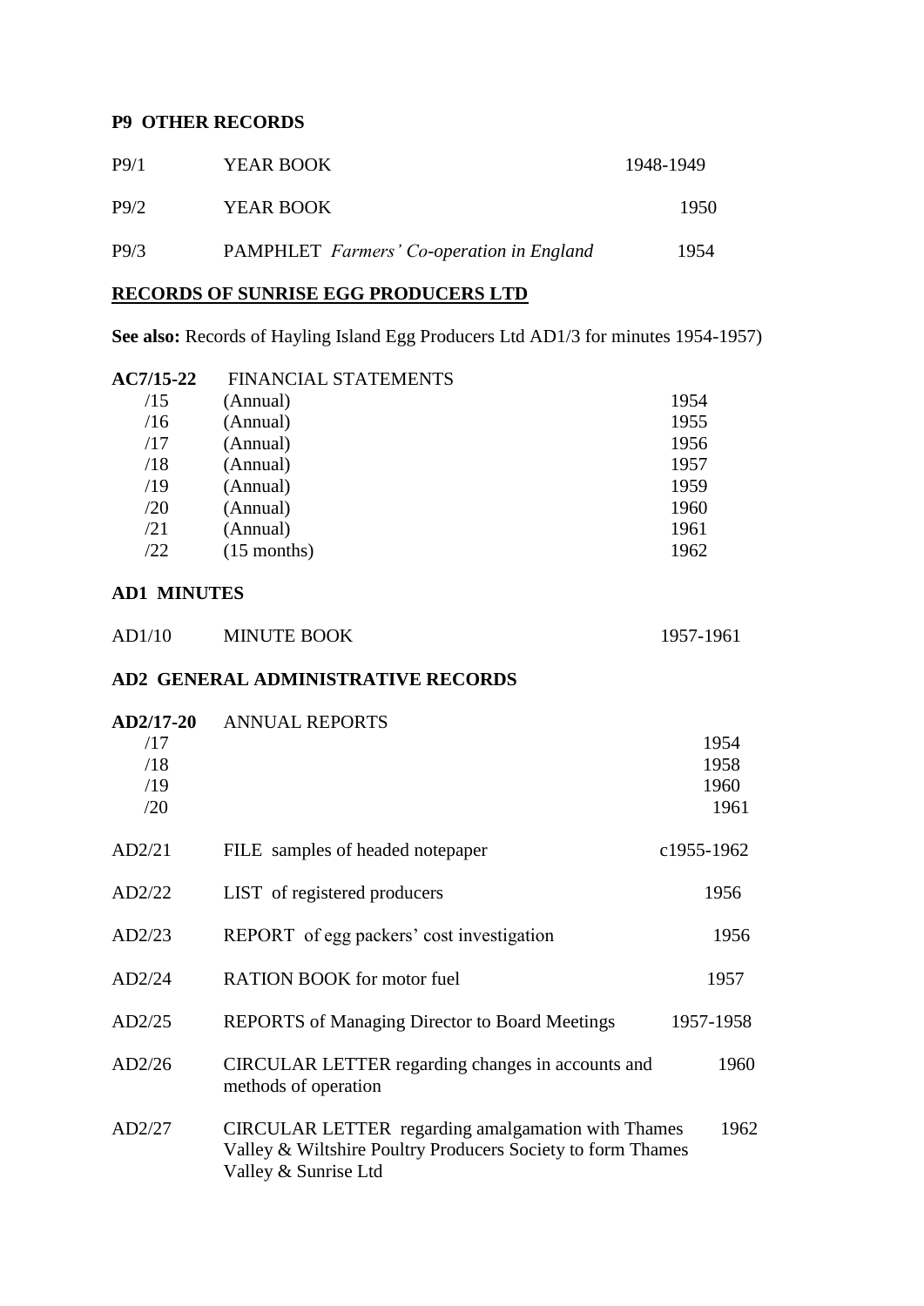**P9 OTHER RECORDS**

| | | |
|---|---|---|
| P9/1 | YEAR BOOK | 1948-1949 |
| P9/2 | YEAR BOOK | 1950 |
| P9/3 | PAMPHLET *Farmers' Co-operation in England* | 1954 |

**RECORDS OF SUNRISE EGG PRODUCERS LTD**

**See also:** Records of Hayling Island Egg Producers Ltd AD1/3 for minutes 1954-1957)

| | | |
|---|---|---|
| **AC7/15-22** | FINANCIAL STATEMENTS | |
| /15 | (Annual) | 1954 |
| /16 | (Annual) | 1955 |
| /17 | (Annual) | 1956 |
| /18 | (Annual) | 1957 |
| /19 | (Annual) | 1959 |
| /20 | (Annual) | 1960 |
| /21 | (Annual) | 1961 |
| /22 | (15 months) | 1962 |

**AD1 MINUTES**

| | | |
|---|---|---|
| AD1/10 | MINUTE BOOK | 1957-1961 |

**AD2 GENERAL ADMINISTRATIVE RECORDS**

| | | |
|---|---|---|
| **AD2/17-20** | ANNUAL REPORTS | |
| /17 | | 1954 |
| /18 | | 1958 |
| /19 | | 1960 |
| /20 | | 1961 |
| AD2/21 | FILE samples of headed notepaper | c1955-1962 |
| AD2/22 | LIST of registered producers | 1956 |
| AD2/23 | REPORT of egg packers' cost investigation | 1956 |
| AD2/24 | RATION BOOK for motor fuel | 1957 |
| AD2/25 | REPORTS of Managing Director to Board Meetings | 1957-1958 |
| AD2/26 | CIRCULAR LETTER regarding changes in accounts and methods of operation | 1960 |
| AD2/27 | CIRCULAR LETTER regarding amalgamation with Thames Valley & Wiltshire Poultry Producers Society to form Thames Valley & Sunrise Ltd | 1962 |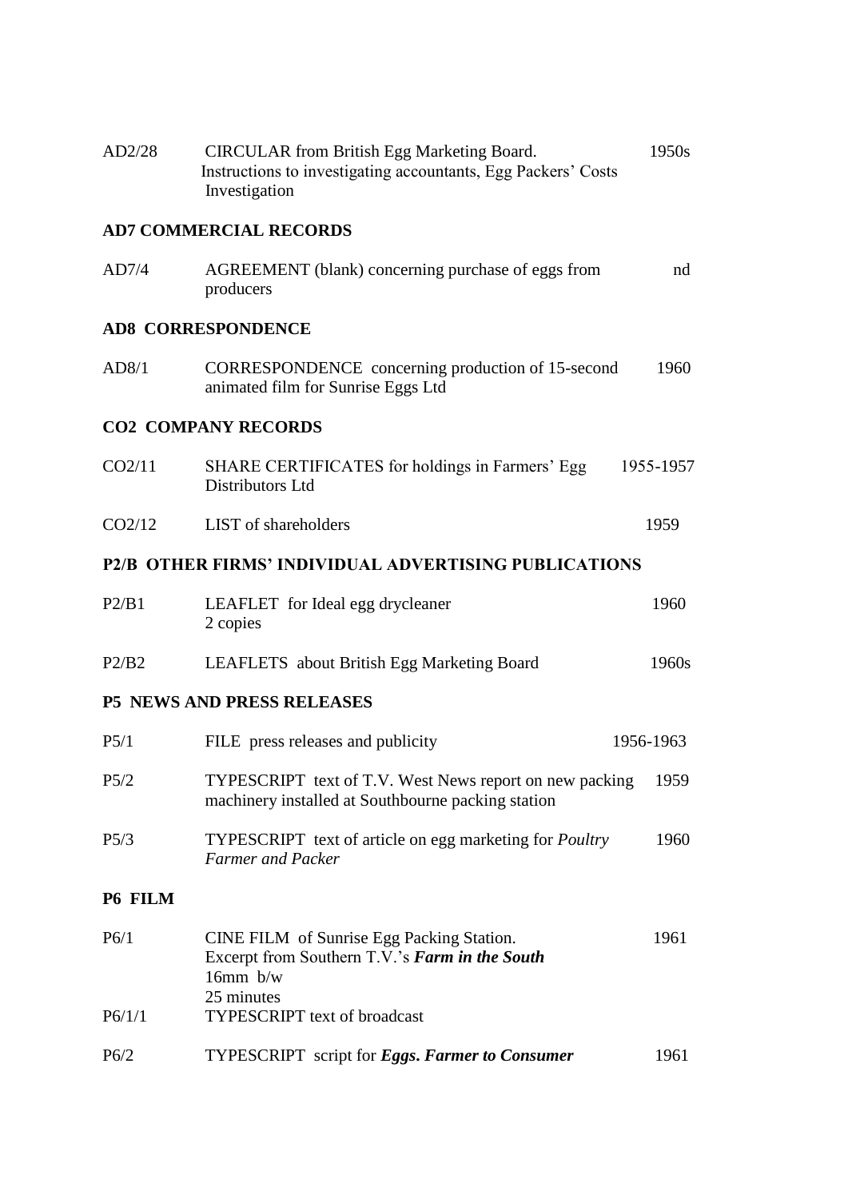| | | |
|---|---|---|
| AD2/28 | CIRCULAR from British Egg Marketing Board. Instructions to investigating accountants, Egg Packers' Costs Investigation | 1950s |

**AD7 COMMERCIAL RECORDS**

| | | |
|---|---|---|
| AD7/4 | AGREEMENT (blank) concerning purchase of eggs from producers | nd |

**AD8 CORRESPONDENCE**

| | | |
|---|---|---|
| AD8/1 | CORRESPONDENCE concerning production of 15-second animated film for Sunrise Eggs Ltd | 1960 |

**CO2 COMPANY RECORDS**

| | | |
|---|---|---|
| CO2/11 | SHARE CERTIFICATES for holdings in Farmers' Egg Distributors Ltd | 1955-1957 |
| CO2/12 | LIST of shareholders | 1959 |

**P2/B OTHER FIRMS' INDIVIDUAL ADVERTISING PUBLICATIONS**

| | | |
|---|---|---|
| P2/B1 | LEAFLET for Ideal egg drycleaner<br>2 copies | 1960 |
| P2/B2 | LEAFLETS about British Egg Marketing Board | 1960s |

**P5 NEWS AND PRESS RELEASES**

| | | |
|---|---|---|
| P5/1 | FILE press releases and publicity | 1956-1963 |
| P5/2 | TYPESCRIPT text of T.V. West News report on new packing machinery installed at Southbourne packing station | 1959 |
| P5/3 | TYPESCRIPT text of article on egg marketing for *Poultry Farmer and Packer* | 1960 |

**P6 FILM**

| | | |
|---|---|---|
| P6/1 | CINE FILM of Sunrise Egg Packing Station.<br>Excerpt from Southern T.V.'s ***Farm in the South***<br>16mm b/w<br>25 minutes | 1961 |
| P6/1/1 | TYPESCRIPT text of broadcast | |
| P6/2 | TYPESCRIPT script for ***Eggs. Farmer to Consumer*** | 1961 |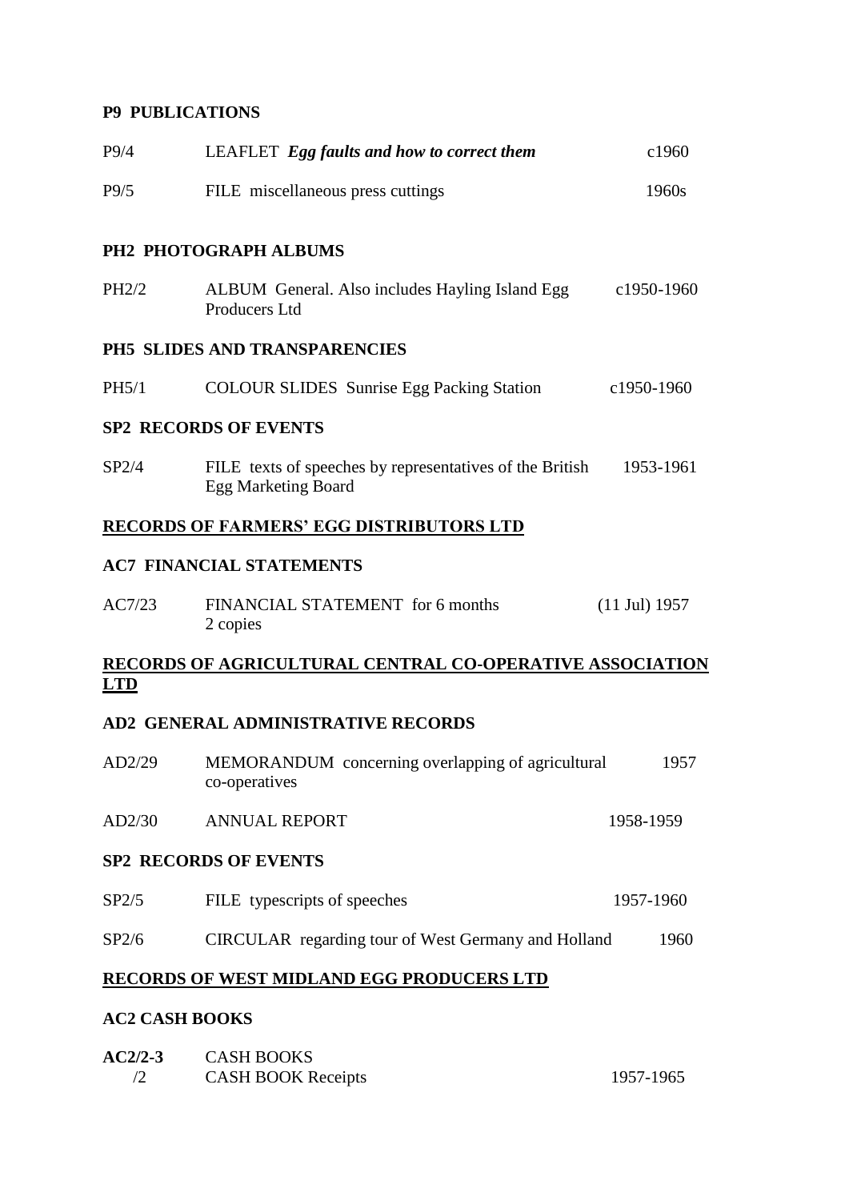**P9 PUBLICATIONS**

| | | |
|---|---|---|
| P9/4 | LEAFLET ***Egg faults and how to correct them*** | c1960 |
| P9/5 | FILE miscellaneous press cuttings | 1960s |

**PH2 PHOTOGRAPH ALBUMS**

| | | |
|---|---|---|
| PH2/2 | ALBUM General. Also includes Hayling Island Egg Producers Ltd | c1950-1960 |

**PH5 SLIDES AND TRANSPARENCIES**

| | | |
|---|---|---|
| PH5/1 | COLOUR SLIDES Sunrise Egg Packing Station | c1950-1960 |

**SP2 RECORDS OF EVENTS**

| | | |
|---|---|---|
| SP2/4 | FILE texts of speeches by representatives of the British Egg Marketing Board | 1953-1961 |

**RECORDS OF FARMERS' EGG DISTRIBUTORS LTD**

**AC7 FINANCIAL STATEMENTS**

| | | |
|---|---|---|
| AC7/23 | FINANCIAL STATEMENT for 6 months<br>2 copies | (11 Jul) 1957 |

**RECORDS OF AGRICULTURAL CENTRAL CO-OPERATIVE ASSOCIATION LTD**

**AD2 GENERAL ADMINISTRATIVE RECORDS**

| | | |
|---|---|---|
| AD2/29 | MEMORANDUM concerning overlapping of agricultural co-operatives | 1957 |
| AD2/30 | ANNUAL REPORT | 1958-1959 |

**SP2 RECORDS OF EVENTS**

| | | |
|---|---|---|
| SP2/5 | FILE typescripts of speeches | 1957-1960 |
| SP2/6 | CIRCULAR regarding tour of West Germany and Holland | 1960 |

**RECORDS OF WEST MIDLAND EGG PRODUCERS LTD**

**AC2 CASH BOOKS**

| | | |
|---|---|---|
| **AC2/2-3** | CASH BOOKS | |
| /2 | CASH BOOK Receipts | 1957-1965 |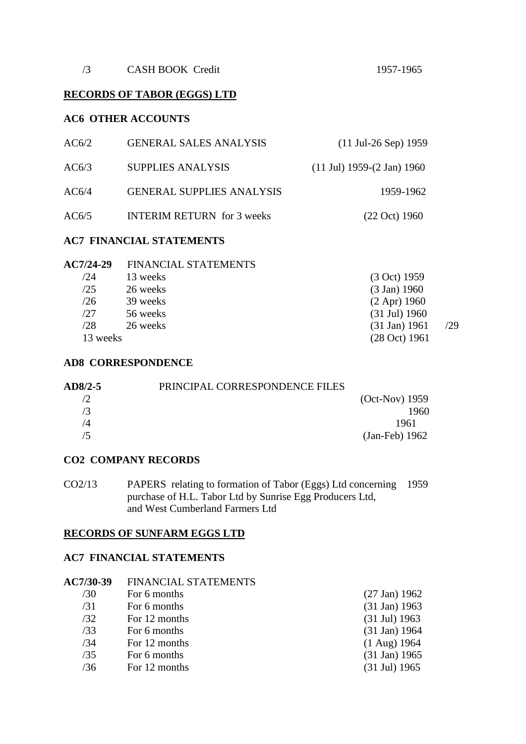| | | |
|---|---|---|
| /3 | CASH BOOK Credit | 1957-1965 |

## RECORDS OF TABOR (EGGS) LTD

### AC6 OTHER ACCOUNTS

| | | |
|---|---|---|
| AC6/2 | GENERAL SALES ANALYSIS | (11 Jul-26 Sep) 1959 |
| AC6/3 | SUPPLIES ANALYSIS | (11 Jul) 1959-(2 Jan) 1960 |
| AC6/4 | GENERAL SUPPLIES ANALYSIS | 1959-1962 |
| AC6/5 | INTERIM RETURN for 3 weeks | (22 Oct) 1960 |

### AC7 FINANCIAL STATEMENTS

| | | |
|---|---|---|
| **AC7/24-29** | FINANCIAL STATEMENTS | |
| /24 | 13 weeks | (3 Oct) 1959 |
| /25 | 26 weeks | (3 Jan) 1960 |
| /26 | 39 weeks | (2 Apr) 1960 |
| /27 | 56 weeks | (31 Jul) 1960 |
| /28 | 26 weeks | (31 Jan) 1961 |
| /29 | 13 weeks | (28 Oct) 1961 |

### AD8 CORRESPONDENCE

| | | |
|---|---|---|
| **AD8/2-5** | PRINCIPAL CORRESPONDENCE FILES | |
| /2 | | (Oct-Nov) 1959 |
| /3 | | 1960 |
| /4 | | 1961 |
| /5 | | (Jan-Feb) 1962 |

### CO2 COMPANY RECORDS

| | | |
|---|---|---|
| CO2/13 | PAPERS relating to formation of Tabor (Eggs) Ltd concerning purchase of H.L. Tabor Ltd by Sunrise Egg Producers Ltd, and West Cumberland Farmers Ltd | 1959 |

## RECORDS OF SUNFARM EGGS LTD

### AC7 FINANCIAL STATEMENTS

| | | |
|---|---|---|
| **AC7/30-39** | FINANCIAL STATEMENTS | |
| /30 | For 6 months | (27 Jan) 1962 |
| /31 | For 6 months | (31 Jan) 1963 |
| /32 | For 12 months | (31 Jul) 1963 |
| /33 | For 6 months | (31 Jan) 1964 |
| /34 | For 12 months | (1 Aug) 1964 |
| /35 | For 6 months | (31 Jan) 1965 |
| /36 | For 12 months | (31 Jul) 1965 |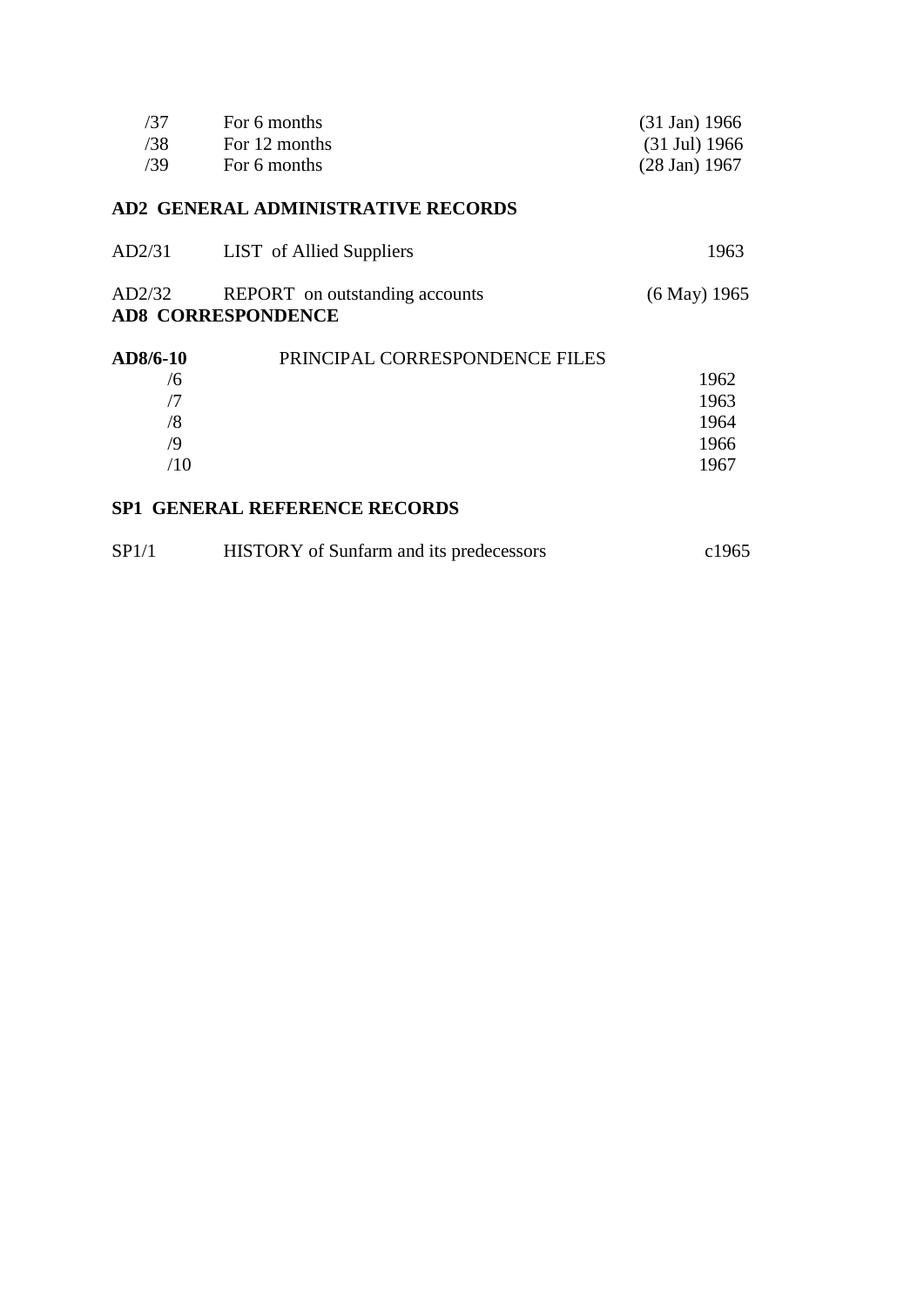| | | |
|---|---|---|
| /37 | For 6 months | (31 Jan) 1966 |
| /38 | For 12 months | (31 Jul) 1966 |
| /39 | For 6 months | (28 Jan) 1967 |

**AD2 GENERAL ADMINISTRATIVE RECORDS**

| | | |
|---|---|---|
| AD2/31 | LIST of Allied Suppliers | 1963 |
| AD2/32 | REPORT on outstanding accounts | (6 May) 1965 |

**AD8 CORRESPONDENCE**

| | | |
|---|---|---|
| **AD8/6-10** | PRINCIPAL CORRESPONDENCE FILES | |
| /6 | | 1962 |
| /7 | | 1963 |
| /8 | | 1964 |
| /9 | | 1966 |
| /10 | | 1967 |

**SP1 GENERAL REFERENCE RECORDS**

| | | |
|---|---|---|
| SP1/1 | HISTORY of Sunfarm and its predecessors | c1965 |